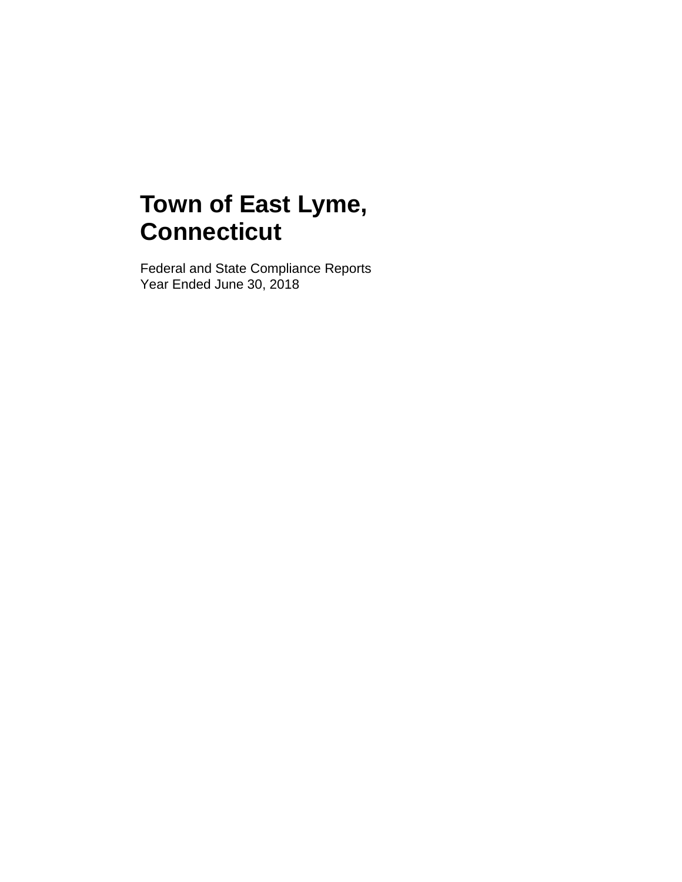# Town of East Lyme, Connecticut

Federal and State Compliance Reports
Year Ended June 30, 2018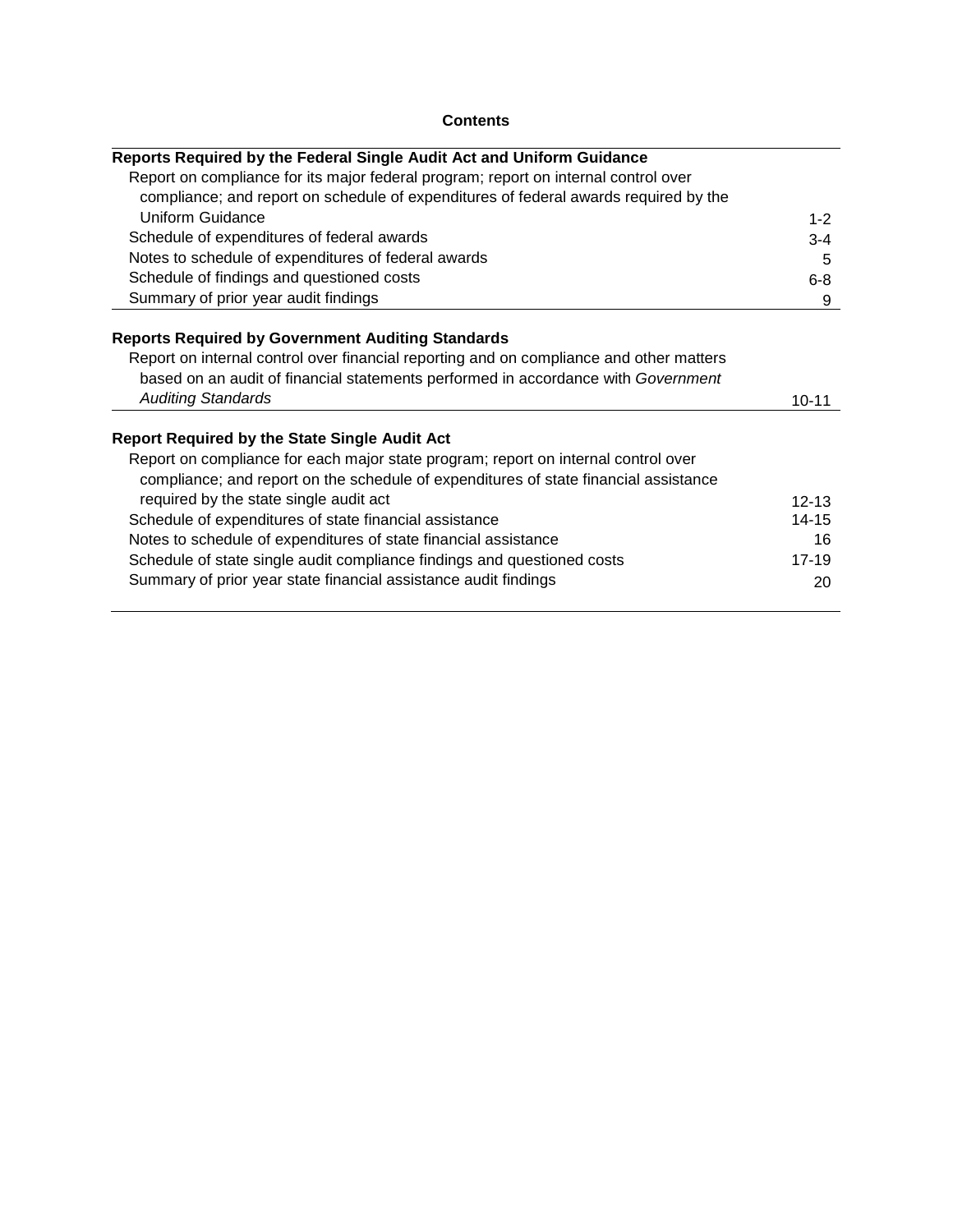# Contents

| | |
|---|---|
| **Reports Required by the Federal Single Audit Act and Uniform Guidance** | |
| Report on compliance for its major federal program; report on internal control over compliance; and report on schedule of expenditures of federal awards required by the Uniform Guidance | 1-2 |
| Schedule of expenditures of federal awards | 3-4 |
| Notes to schedule of expenditures of federal awards | 5 |
| Schedule of findings and questioned costs | 6-8 |
| Summary of prior year audit findings | 9 |
| **Reports Required by Government Auditing Standards** | |
| Report on internal control over financial reporting and on compliance and other matters based on an audit of financial statements performed in accordance with *Government Auditing Standards* | 10-11 |
| **Report Required by the State Single Audit Act** | |
| Report on compliance for each major state program; report on internal control over compliance; and report on the schedule of expenditures of state financial assistance required by the state single audit act | 12-13 |
| Schedule of expenditures of state financial assistance | 14-15 |
| Notes to schedule of expenditures of state financial assistance | 16 |
| Schedule of state single audit compliance findings and questioned costs | 17-19 |
| Summary of prior year state financial assistance audit findings | 20 |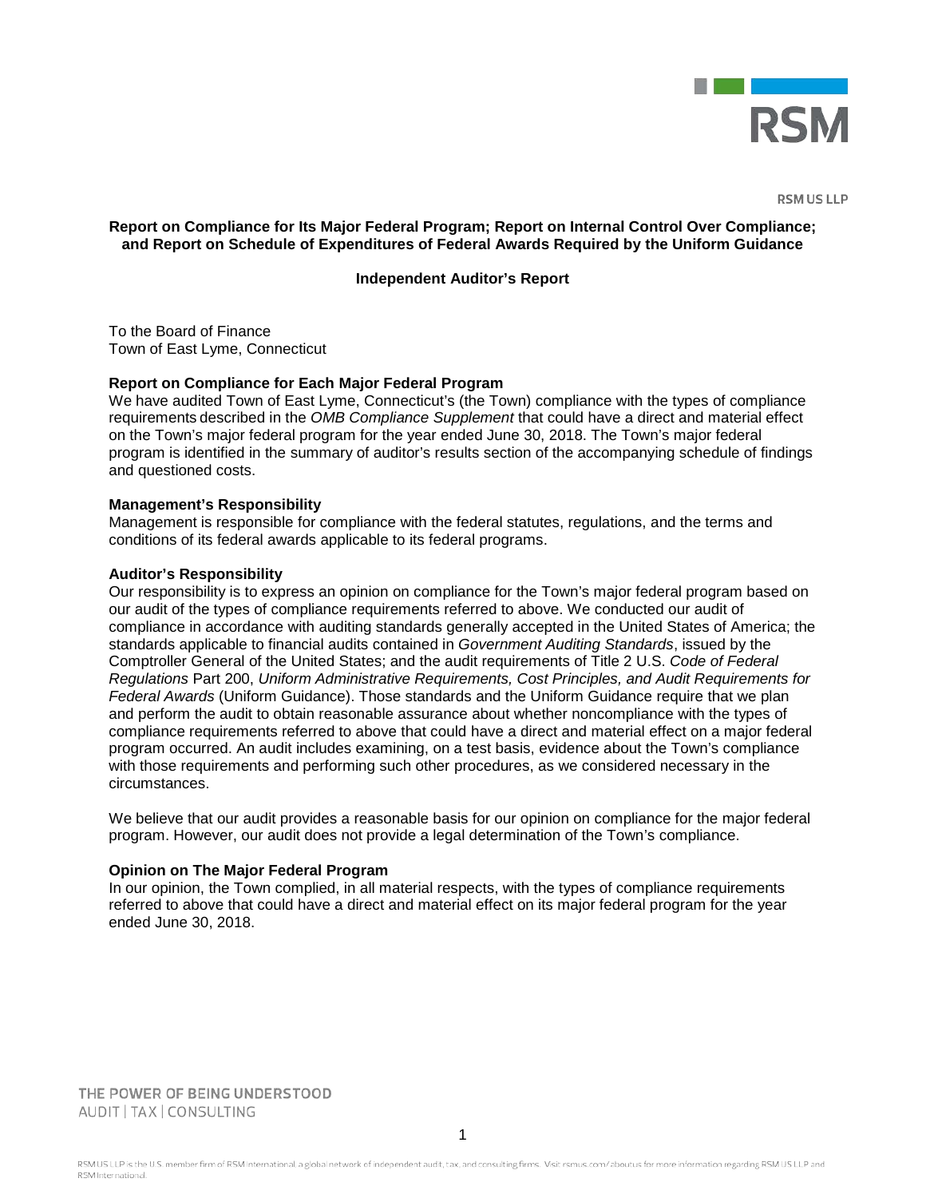RSM US LLP

**Report on Compliance for Its Major Federal Program; Report on Internal Control Over Compliance; and Report on Schedule of Expenditures of Federal Awards Required by the Uniform Guidance**

**Independent Auditor's Report**

To the Board of Finance
Town of East Lyme, Connecticut

**Report on Compliance for Each Major Federal Program**

We have audited Town of East Lyme, Connecticut's (the Town) compliance with the types of compliance requirements described in the *OMB Compliance Supplement* that could have a direct and material effect on the Town's major federal program for the year ended June 30, 2018. The Town's major federal program is identified in the summary of auditor's results section of the accompanying schedule of findings and questioned costs.

**Management's Responsibility**

Management is responsible for compliance with the federal statutes, regulations, and the terms and conditions of its federal awards applicable to its federal programs.

**Auditor's Responsibility**

Our responsibility is to express an opinion on compliance for the Town's major federal program based on our audit of the types of compliance requirements referred to above. We conducted our audit of compliance in accordance with auditing standards generally accepted in the United States of America; the standards applicable to financial audits contained in *Government Auditing Standards*, issued by the Comptroller General of the United States; and the audit requirements of Title 2 U.S. *Code of Federal Regulations* Part 200, *Uniform Administrative Requirements, Cost Principles, and Audit Requirements for Federal Awards* (Uniform Guidance). Those standards and the Uniform Guidance require that we plan and perform the audit to obtain reasonable assurance about whether noncompliance with the types of compliance requirements referred to above that could have a direct and material effect on a major federal program occurred. An audit includes examining, on a test basis, evidence about the Town's compliance with those requirements and performing such other procedures, as we considered necessary in the circumstances.

We believe that our audit provides a reasonable basis for our opinion on compliance for the major federal program. However, our audit does not provide a legal determination of the Town's compliance.

**Opinion on The Major Federal Program**

In our opinion, the Town complied, in all material respects, with the types of compliance requirements referred to above that could have a direct and material effect on its major federal program for the year ended June 30, 2018.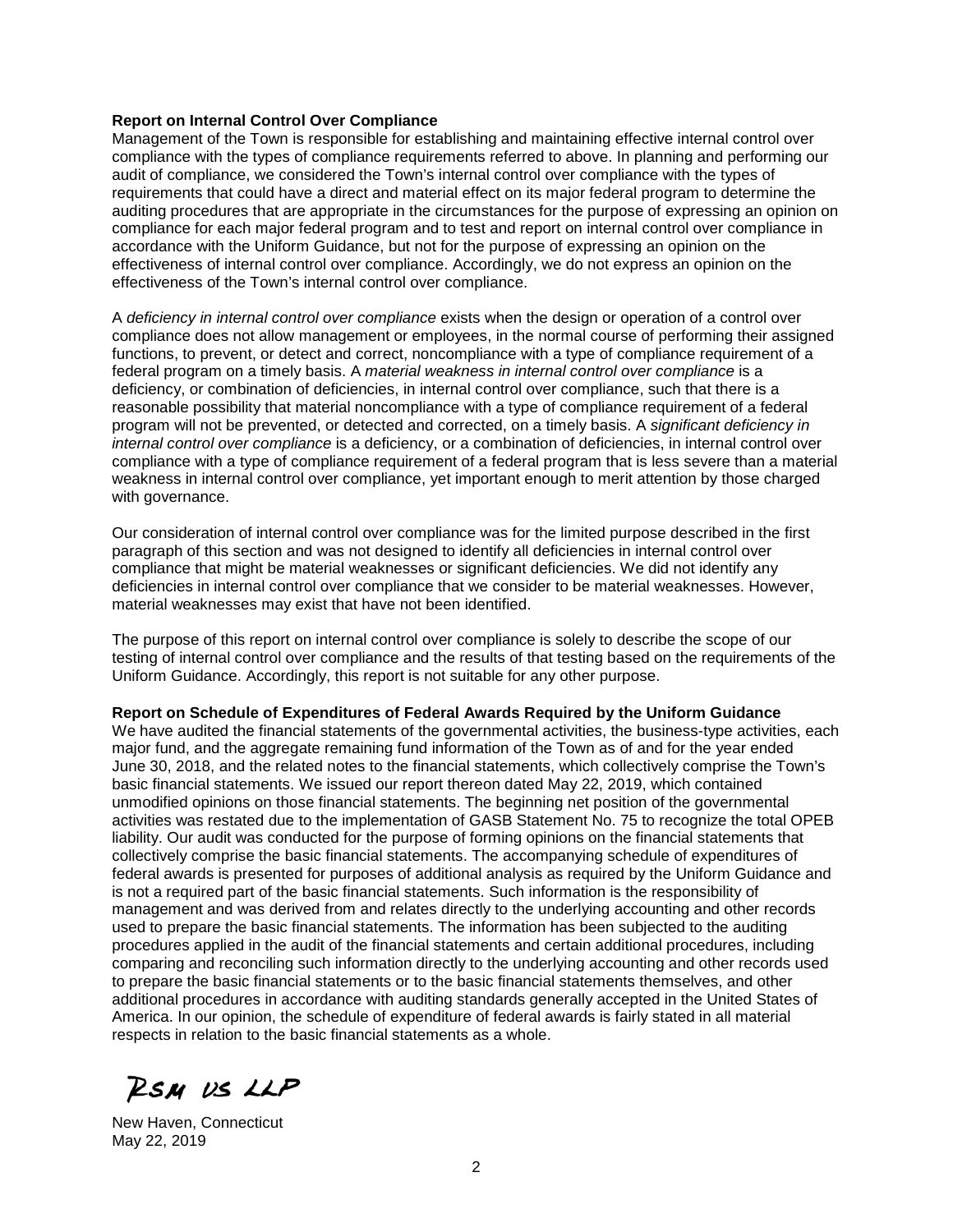**Report on Internal Control Over Compliance**

Management of the Town is responsible for establishing and maintaining effective internal control over compliance with the types of compliance requirements referred to above. In planning and performing our audit of compliance, we considered the Town's internal control over compliance with the types of requirements that could have a direct and material effect on its major federal program to determine the auditing procedures that are appropriate in the circumstances for the purpose of expressing an opinion on compliance for each major federal program and to test and report on internal control over compliance in accordance with the Uniform Guidance, but not for the purpose of expressing an opinion on the effectiveness of internal control over compliance. Accordingly, we do not express an opinion on the effectiveness of the Town's internal control over compliance.

A *deficiency in internal control over compliance* exists when the design or operation of a control over compliance does not allow management or employees, in the normal course of performing their assigned functions, to prevent, or detect and correct, noncompliance with a type of compliance requirement of a federal program on a timely basis. A *material weakness in internal control over compliance* is a deficiency, or combination of deficiencies, in internal control over compliance, such that there is a reasonable possibility that material noncompliance with a type of compliance requirement of a federal program will not be prevented, or detected and corrected, on a timely basis. A *significant deficiency in internal control over compliance* is a deficiency, or a combination of deficiencies, in internal control over compliance with a type of compliance requirement of a federal program that is less severe than a material weakness in internal control over compliance, yet important enough to merit attention by those charged with governance.

Our consideration of internal control over compliance was for the limited purpose described in the first paragraph of this section and was not designed to identify all deficiencies in internal control over compliance that might be material weaknesses or significant deficiencies. We did not identify any deficiencies in internal control over compliance that we consider to be material weaknesses. However, material weaknesses may exist that have not been identified.

The purpose of this report on internal control over compliance is solely to describe the scope of our testing of internal control over compliance and the results of that testing based on the requirements of the Uniform Guidance. Accordingly, this report is not suitable for any other purpose.

**Report on Schedule of Expenditures of Federal Awards Required by the Uniform Guidance**

We have audited the financial statements of the governmental activities, the business-type activities, each major fund, and the aggregate remaining fund information of the Town as of and for the year ended June 30, 2018, and the related notes to the financial statements, which collectively comprise the Town's basic financial statements. We issued our report thereon dated May 22, 2019, which contained unmodified opinions on those financial statements. The beginning net position of the governmental activities was restated due to the implementation of GASB Statement No. 75 to recognize the total OPEB liability. Our audit was conducted for the purpose of forming opinions on the financial statements that collectively comprise the basic financial statements. The accompanying schedule of expenditures of federal awards is presented for purposes of additional analysis as required by the Uniform Guidance and is not a required part of the basic financial statements. Such information is the responsibility of management and was derived from and relates directly to the underlying accounting and other records used to prepare the basic financial statements. The information has been subjected to the auditing procedures applied in the audit of the financial statements and certain additional procedures, including comparing and reconciling such information directly to the underlying accounting and other records used to prepare the basic financial statements or to the basic financial statements themselves, and other additional procedures in accordance with auditing standards generally accepted in the United States of America. In our opinion, the schedule of expenditure of federal awards is fairly stated in all material respects in relation to the basic financial statements as a whole.

RSM US LLP

New Haven, Connecticut
May 22, 2019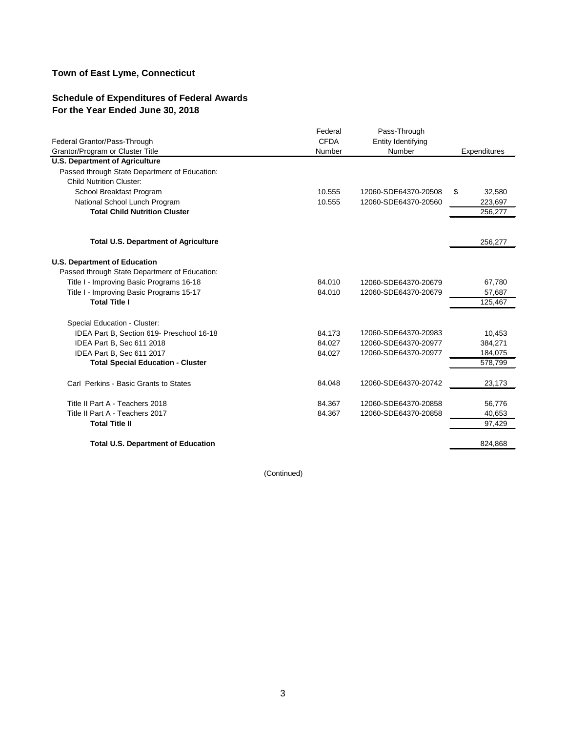**Town of East Lyme, Connecticut**

**Schedule of Expenditures of Federal Awards**
**For the Year Ended June 30, 2018**

| Federal Grantor/Pass-Through Grantor/Program or Cluster Title | Federal CFDA Number | Pass-Through Entity Identifying Number | Expenditures |
|---|---|---|---|
| **U.S. Department of Agriculture** | | | |
| Passed through State Department of Education: | | | |
| Child Nutrition Cluster: | | | |
| School Breakfast Program | 10.555 | 12060-SDE64370-20508 | $ 32,580 |
| National School Lunch Program | 10.555 | 12060-SDE64370-20560 | 223,697 |
| **Total Child Nutrition Cluster** | | | 256,277 |
| **Total U.S. Department of Agriculture** | | | 256,277 |
| **U.S. Department of Education** | | | |
| Passed through State Department of Education: | | | |
| Title I - Improving Basic Programs 16-18 | 84.010 | 12060-SDE64370-20679 | 67,780 |
| Title I - Improving Basic Programs 15-17 | 84.010 | 12060-SDE64370-20679 | 57,687 |
| **Total Title I** | | | 125,467 |
| Special Education - Cluster: | | | |
| IDEA Part B, Section 619- Preschool 16-18 | 84.173 | 12060-SDE64370-20983 | 10,453 |
| IDEA Part B, Sec 611 2018 | 84.027 | 12060-SDE64370-20977 | 384,271 |
| IDEA Part B, Sec 611 2017 | 84.027 | 12060-SDE64370-20977 | 184,075 |
| **Total Special Education - Cluster** | | | 578,799 |
| Carl Perkins - Basic Grants to States | 84.048 | 12060-SDE64370-20742 | 23,173 |
| Title II Part A - Teachers 2018 | 84.367 | 12060-SDE64370-20858 | 56,776 |
| Title II Part A - Teachers 2017 | 84.367 | 12060-SDE64370-20858 | 40,653 |
| **Total Title II** | | | 97,429 |
| **Total U.S. Department of Education** | | | 824,868 |

(Continued)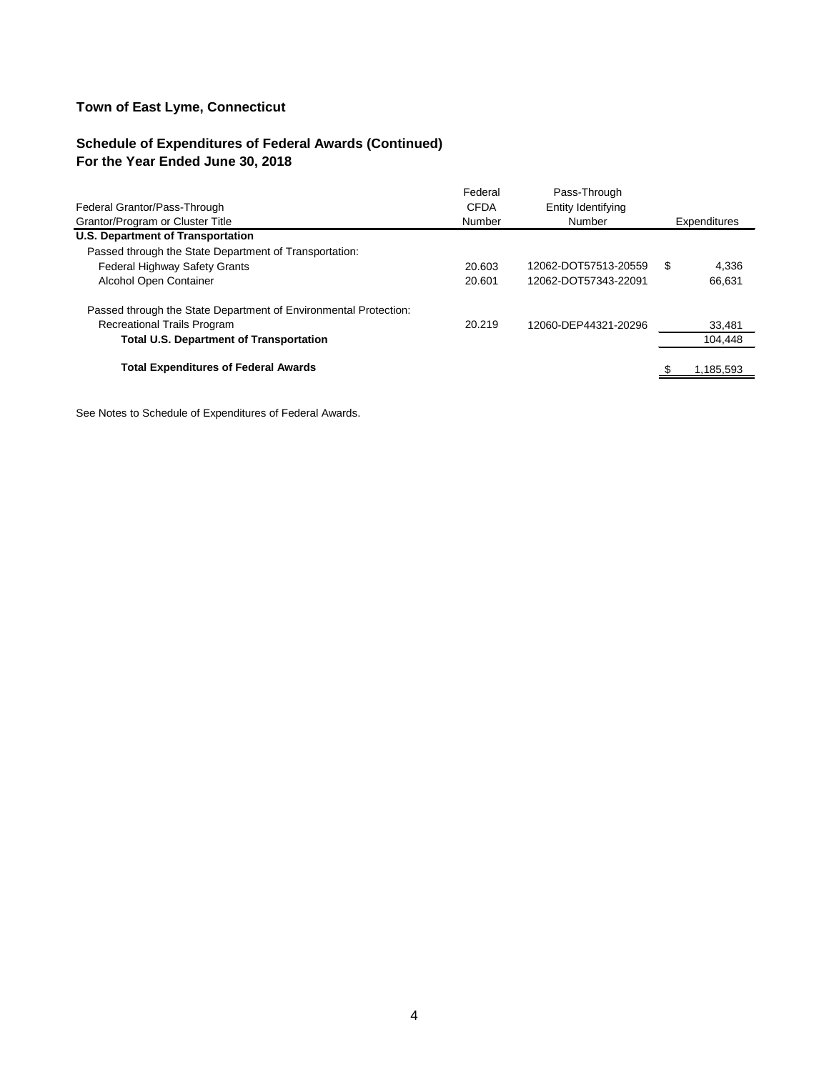**Town of East Lyme, Connecticut**

**Schedule of Expenditures of Federal Awards (Continued)**
**For the Year Ended June 30, 2018**

| Federal Grantor/Pass-Through Grantor/Program or Cluster Title | Federal CFDA Number | Pass-Through Entity Identifying Number | Expenditures |
|---|---|---|---|
| **U.S. Department of Transportation** | | | |
| Passed through the State Department of Transportation: | | | |
| Federal Highway Safety Grants | 20.603 | 12062-DOT57513-20559 | $ 4,336 |
| Alcohol Open Container | 20.601 | 12062-DOT57343-22091 | 66,631 |
| Passed through the State Department of Environmental Protection: | | | |
| Recreational Trails Program | 20.219 | 12060-DEP44321-20296 | 33,481 |
| **Total U.S. Department of Transportation** | | | 104,448 |
| **Total Expenditures of Federal Awards** | | | $ 1,185,593 |

See Notes to Schedule of Expenditures of Federal Awards.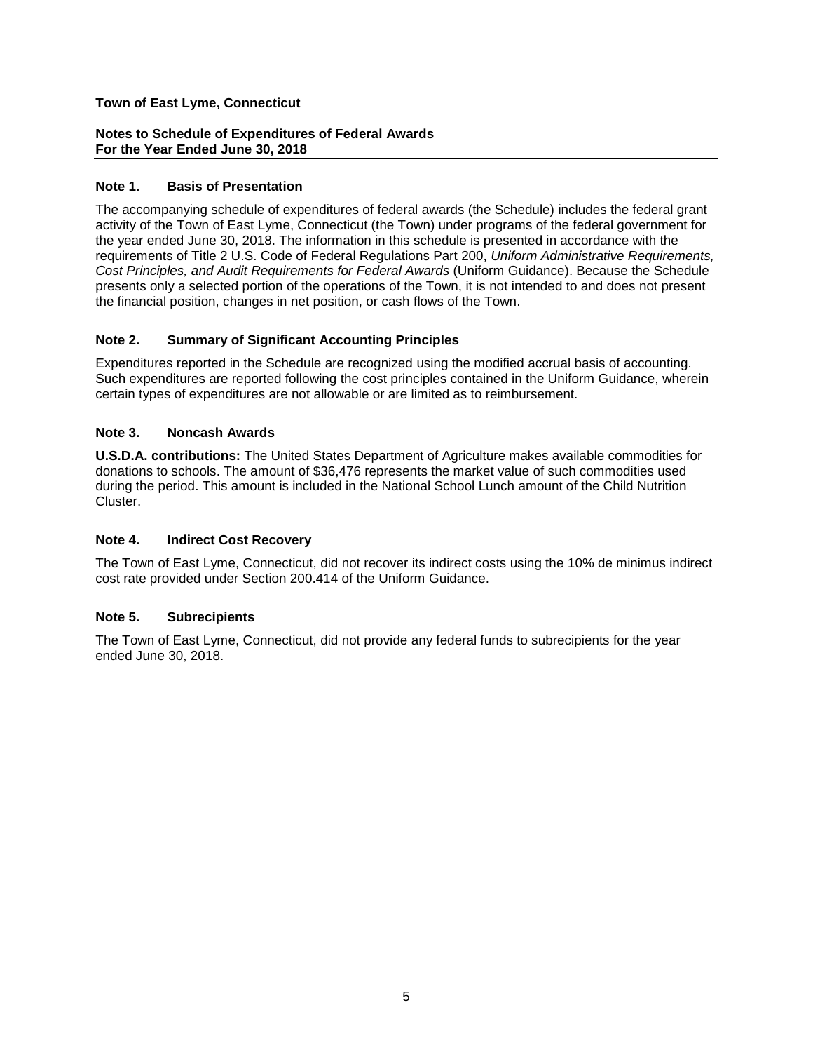**Town of East Lyme, Connecticut**

**Notes to Schedule of Expenditures of Federal Awards**
**For the Year Ended June 30, 2018**

## Note 1. Basis of Presentation

The accompanying schedule of expenditures of federal awards (the Schedule) includes the federal grant activity of the Town of East Lyme, Connecticut (the Town) under programs of the federal government for the year ended June 30, 2018. The information in this schedule is presented in accordance with the requirements of Title 2 U.S. Code of Federal Regulations Part 200, *Uniform Administrative Requirements, Cost Principles, and Audit Requirements for Federal Awards* (Uniform Guidance). Because the Schedule presents only a selected portion of the operations of the Town, it is not intended to and does not present the financial position, changes in net position, or cash flows of the Town.

## Note 2. Summary of Significant Accounting Principles

Expenditures reported in the Schedule are recognized using the modified accrual basis of accounting. Such expenditures are reported following the cost principles contained in the Uniform Guidance, wherein certain types of expenditures are not allowable or are limited as to reimbursement.

## Note 3. Noncash Awards

**U.S.D.A. contributions:** The United States Department of Agriculture makes available commodities for donations to schools. The amount of $36,476 represents the market value of such commodities used during the period. This amount is included in the National School Lunch amount of the Child Nutrition Cluster.

## Note 4. Indirect Cost Recovery

The Town of East Lyme, Connecticut, did not recover its indirect costs using the 10% de minimus indirect cost rate provided under Section 200.414 of the Uniform Guidance.

## Note 5. Subrecipients

The Town of East Lyme, Connecticut, did not provide any federal funds to subrecipients for the year ended June 30, 2018.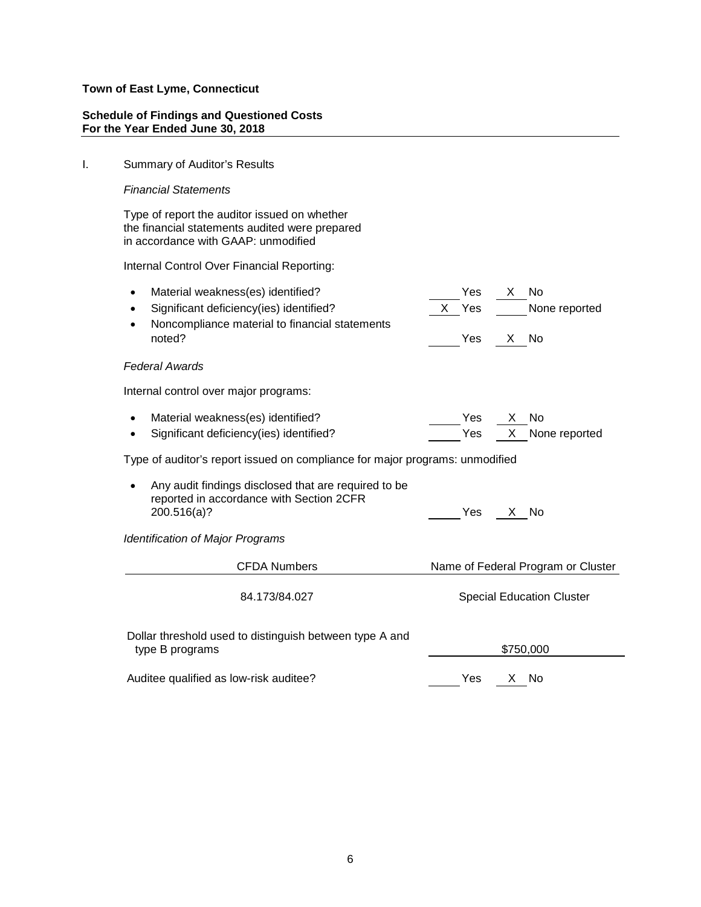**Town of East Lyme, Connecticut**

**Schedule of Findings and Questioned Costs**
**For the Year Ended June 30, 2018**

I. Summary of Auditor's Results

*Financial Statements*

Type of report the auditor issued on whether the financial statements audited were prepared in accordance with GAAP: unmodified

Internal Control Over Financial Reporting:

| | | |
|---|---|---|
| • Material weakness(es) identified? | ___ Yes | X No |
| • Significant deficiency(ies) identified? | X Yes | ___ None reported |
| • Noncompliance material to financial statements noted? | ___ Yes | X No |

*Federal Awards*

Internal control over major programs:

| | | |
|---|---|---|
| • Material weakness(es) identified? | ___ Yes | X No |
| • Significant deficiency(ies) identified? | ___ Yes | X None reported |

Type of auditor's report issued on compliance for major programs: unmodified

| | | |
|---|---|---|
| • Any audit findings disclosed that are required to be reported in accordance with Section 2CFR 200.516(a)? | ___ Yes | X No |

*Identification of Major Programs*

| CFDA Numbers | Name of Federal Program or Cluster |
|---|---|
| 84.173/84.027 | Special Education Cluster |

| | |
|---|---|
| Dollar threshold used to distinguish between type A and type B programs | $750,000 |

| | | |
|---|---|---|
| Auditee qualified as low-risk auditee? | ___ Yes | X No |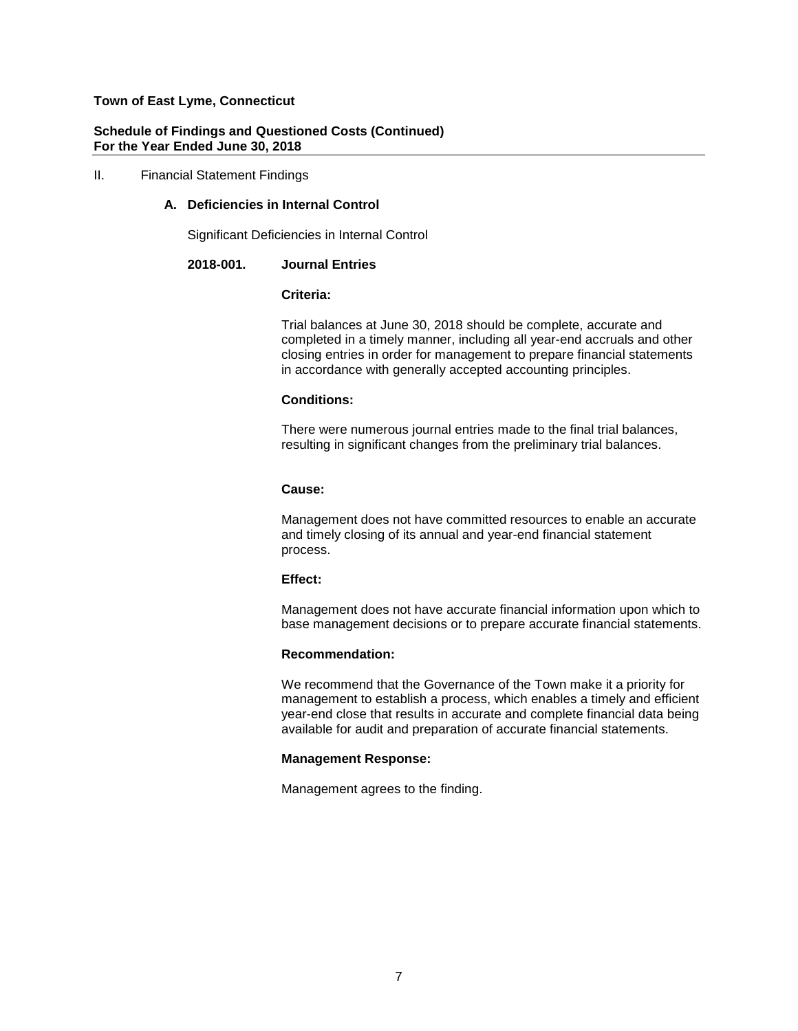**Town of East Lyme, Connecticut**

**Schedule of Findings and Questioned Costs (Continued)**
**For the Year Ended June 30, 2018**

II. Financial Statement Findings

### A. Deficiencies in Internal Control

Significant Deficiencies in Internal Control

**2018-001. Journal Entries**

**Criteria:**

Trial balances at June 30, 2018 should be complete, accurate and completed in a timely manner, including all year-end accruals and other closing entries in order for management to prepare financial statements in accordance with generally accepted accounting principles.

**Conditions:**

There were numerous journal entries made to the final trial balances, resulting in significant changes from the preliminary trial balances.

**Cause:**

Management does not have committed resources to enable an accurate and timely closing of its annual and year-end financial statement process.

**Effect:**

Management does not have accurate financial information upon which to base management decisions or to prepare accurate financial statements.

**Recommendation:**

We recommend that the Governance of the Town make it a priority for management to establish a process, which enables a timely and efficient year-end close that results in accurate and complete financial data being available for audit and preparation of accurate financial statements.

**Management Response:**

Management agrees to the finding.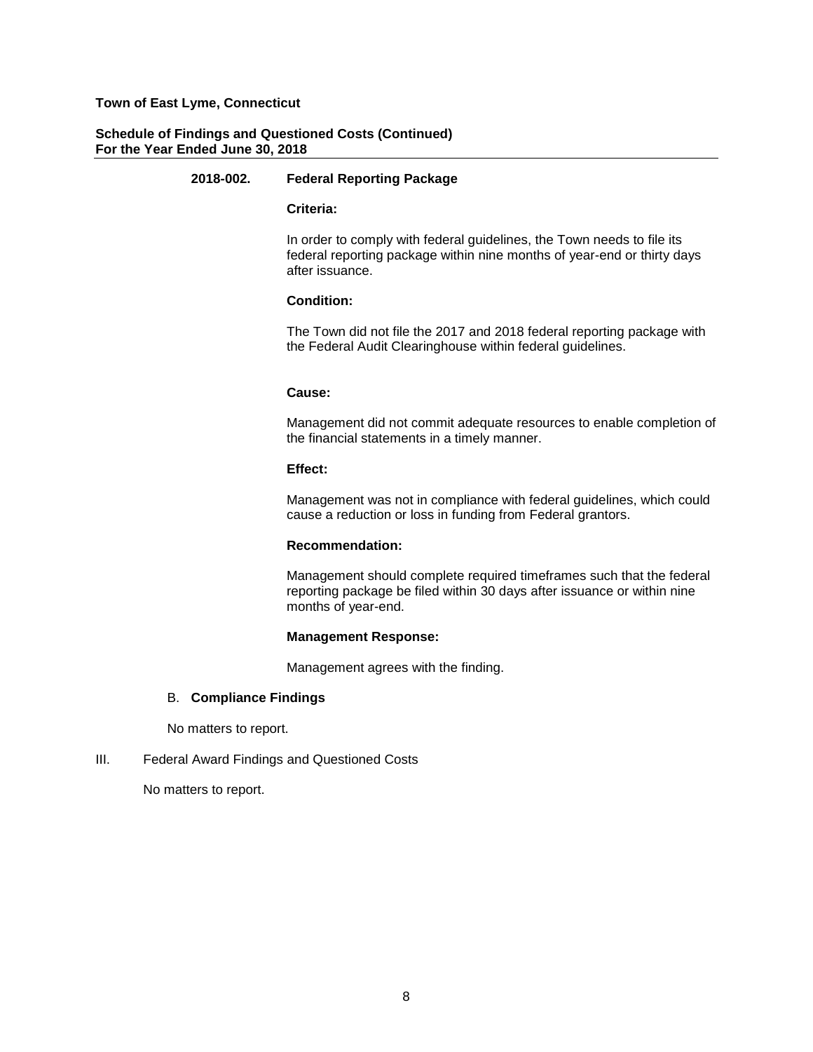**Town of East Lyme, Connecticut**

**Schedule of Findings and Questioned Costs (Continued)**
**For the Year Ended June 30, 2018**

**2018-002. Federal Reporting Package**

**Criteria:**

In order to comply with federal guidelines, the Town needs to file its federal reporting package within nine months of year-end or thirty days after issuance.

**Condition:**

The Town did not file the 2017 and 2018 federal reporting package with the Federal Audit Clearinghouse within federal guidelines.

**Cause:**

Management did not commit adequate resources to enable completion of the financial statements in a timely manner.

**Effect:**

Management was not in compliance with federal guidelines, which could cause a reduction or loss in funding from Federal grantors.

**Recommendation:**

Management should complete required timeframes such that the federal reporting package be filed within 30 days after issuance or within nine months of year-end.

**Management Response:**

Management agrees with the finding.

B. **Compliance Findings**

No matters to report.

III. Federal Award Findings and Questioned Costs

No matters to report.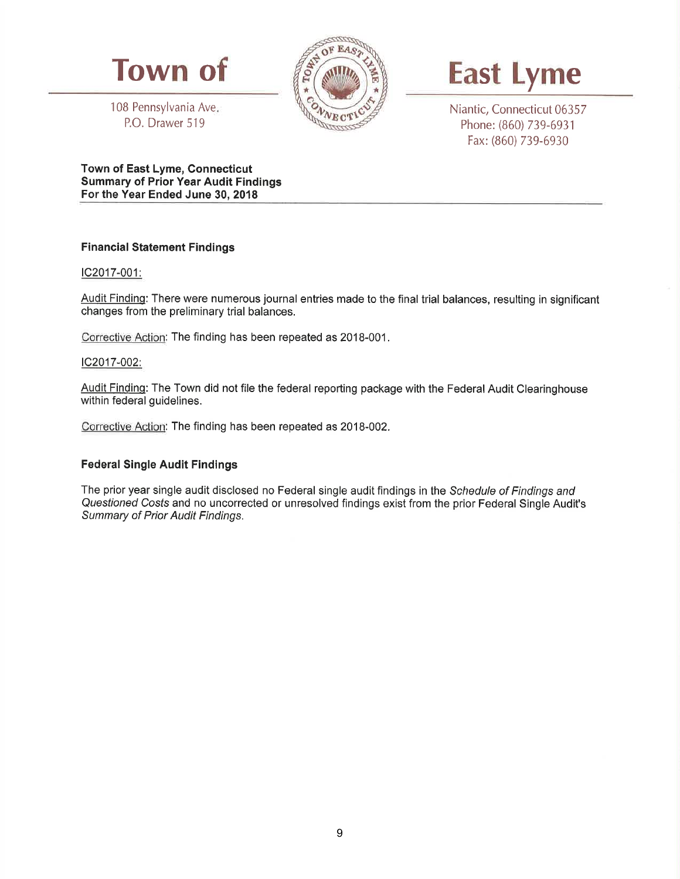# Town of East Lyme

108 Pennsylvania Ave.
P.O. Drawer 519

Niantic, Connecticut 06357
Phone: (860) 739-6931
Fax: (860) 739-6930

**Town of East Lyme, Connecticut**
**Summary of Prior Year Audit Findings**
**For the Year Ended June 30, 2018**

**Financial Statement Findings**

IC2017-001:

Audit Finding: There were numerous journal entries made to the final trial balances, resulting in significant changes from the preliminary trial balances.

Corrective Action: The finding has been repeated as 2018-001.

IC2017-002:

Audit Finding: The Town did not file the federal reporting package with the Federal Audit Clearinghouse within federal guidelines.

Corrective Action: The finding has been repeated as 2018-002.

**Federal Single Audit Findings**

The prior year single audit disclosed no Federal single audit findings in the *Schedule of Findings and Questioned Costs* and no uncorrected or unresolved findings exist from the prior Federal Single Audit's *Summary of Prior Audit Findings*.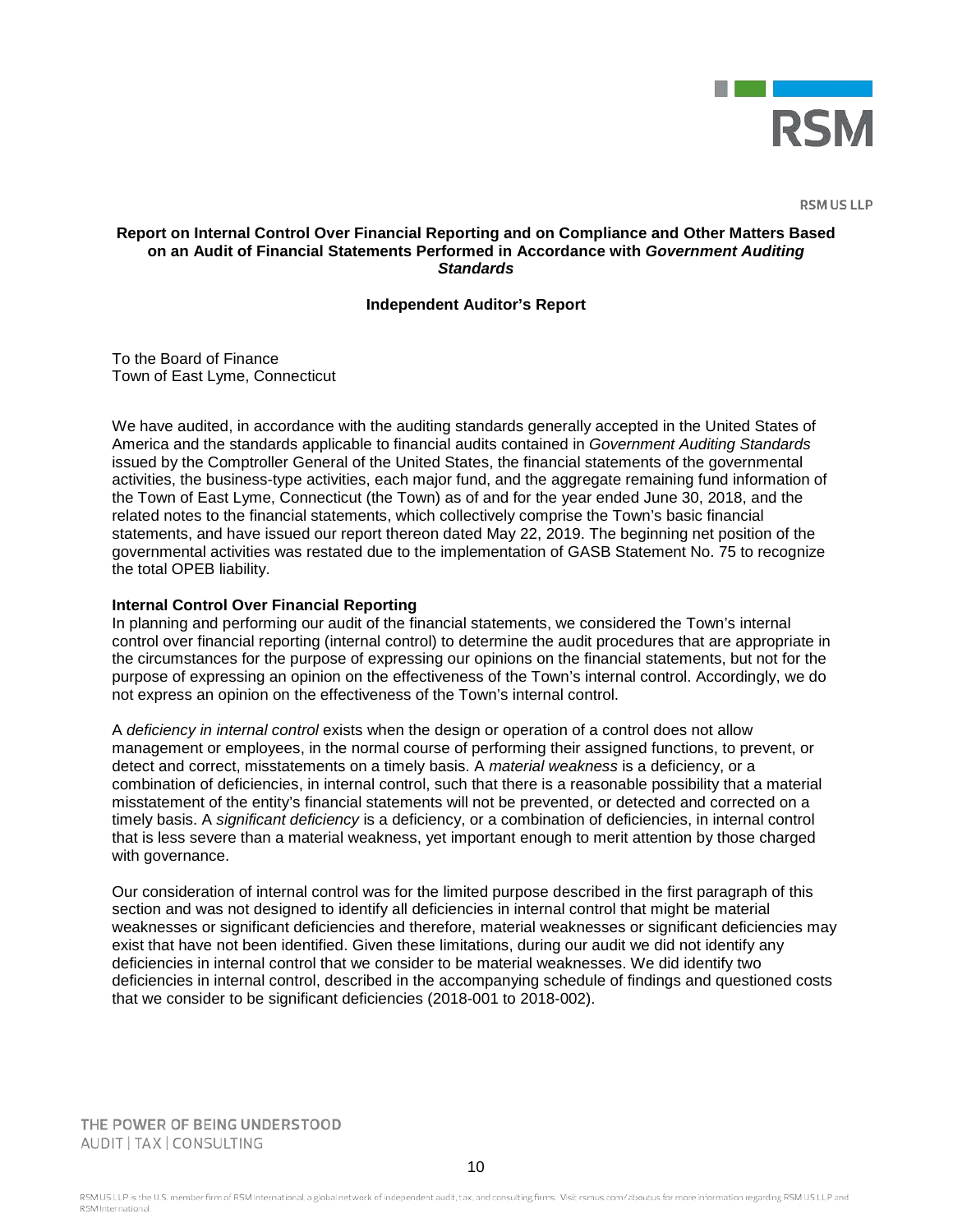RSM US LLP

## Report on Internal Control Over Financial Reporting and on Compliance and Other Matters Based on an Audit of Financial Statements Performed in Accordance with *Government Auditing Standards*

### Independent Auditor's Report

To the Board of Finance
Town of East Lyme, Connecticut

We have audited, in accordance with the auditing standards generally accepted in the United States of America and the standards applicable to financial audits contained in *Government Auditing Standards* issued by the Comptroller General of the United States, the financial statements of the governmental activities, the business-type activities, each major fund, and the aggregate remaining fund information of the Town of East Lyme, Connecticut (the Town) as of and for the year ended June 30, 2018, and the related notes to the financial statements, which collectively comprise the Town's basic financial statements, and have issued our report thereon dated May 22, 2019. The beginning net position of the governmental activities was restated due to the implementation of GASB Statement No. 75 to recognize the total OPEB liability.

**Internal Control Over Financial Reporting**

In planning and performing our audit of the financial statements, we considered the Town's internal control over financial reporting (internal control) to determine the audit procedures that are appropriate in the circumstances for the purpose of expressing our opinions on the financial statements, but not for the purpose of expressing an opinion on the effectiveness of the Town's internal control. Accordingly, we do not express an opinion on the effectiveness of the Town's internal control.

A *deficiency in internal control* exists when the design or operation of a control does not allow management or employees, in the normal course of performing their assigned functions, to prevent, or detect and correct, misstatements on a timely basis. A *material weakness* is a deficiency, or a combination of deficiencies, in internal control, such that there is a reasonable possibility that a material misstatement of the entity's financial statements will not be prevented, or detected and corrected on a timely basis. A *significant deficiency* is a deficiency, or a combination of deficiencies, in internal control that is less severe than a material weakness, yet important enough to merit attention by those charged with governance.

Our consideration of internal control was for the limited purpose described in the first paragraph of this section and was not designed to identify all deficiencies in internal control that might be material weaknesses or significant deficiencies and therefore, material weaknesses or significant deficiencies may exist that have not been identified. Given these limitations, during our audit we did not identify any deficiencies in internal control that we consider to be material weaknesses. We did identify two deficiencies in internal control, described in the accompanying schedule of findings and questioned costs that we consider to be significant deficiencies (2018-001 to 2018-002).

THE POWER OF BEING UNDERSTOOD
AUDIT | TAX | CONSULTING

RSM US LLP is the U.S. member firm of RSM International, a global network of independent audit, tax, and consulting firms. Visit rsmus.com/aboutus for more information regarding RSM US LLP and RSM International.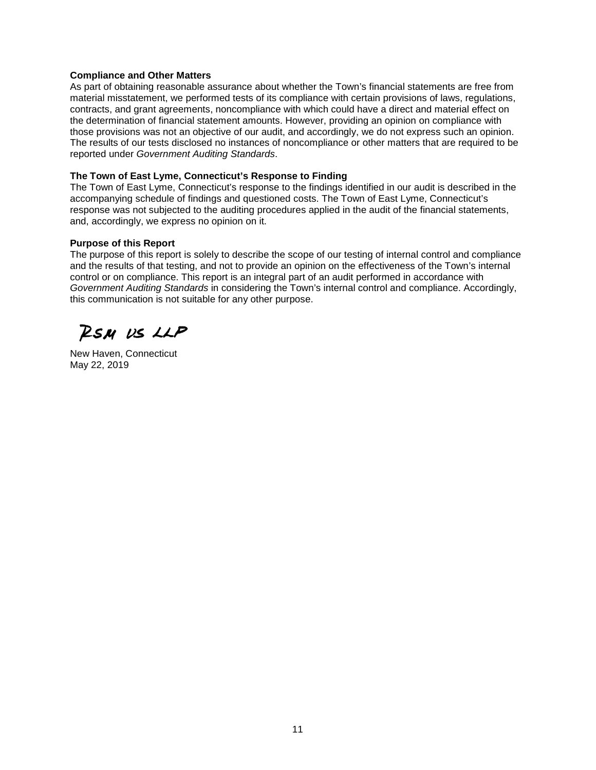**Compliance and Other Matters**

As part of obtaining reasonable assurance about whether the Town's financial statements are free from material misstatement, we performed tests of its compliance with certain provisions of laws, regulations, contracts, and grant agreements, noncompliance with which could have a direct and material effect on the determination of financial statement amounts. However, providing an opinion on compliance with those provisions was not an objective of our audit, and accordingly, we do not express such an opinion. The results of our tests disclosed no instances of noncompliance or other matters that are required to be reported under *Government Auditing Standards*.

**The Town of East Lyme, Connecticut's Response to Finding**

The Town of East Lyme, Connecticut's response to the findings identified in our audit is described in the accompanying schedule of findings and questioned costs. The Town of East Lyme, Connecticut's response was not subjected to the auditing procedures applied in the audit of the financial statements, and, accordingly, we express no opinion on it.

**Purpose of this Report**

The purpose of this report is solely to describe the scope of our testing of internal control and compliance and the results of that testing, and not to provide an opinion on the effectiveness of the Town's internal control or on compliance. This report is an integral part of an audit performed in accordance with *Government Auditing Standards* in considering the Town's internal control and compliance. Accordingly, this communication is not suitable for any other purpose.

RSM US LLP

New Haven, Connecticut
May 22, 2019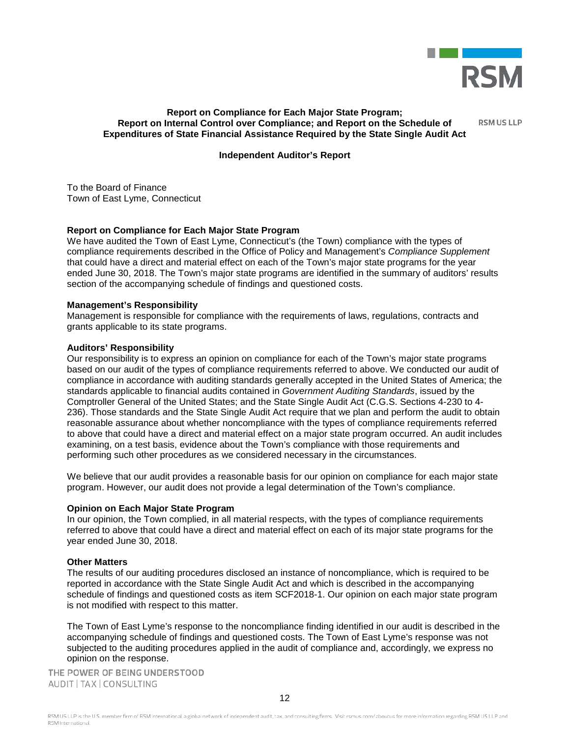**Report on Compliance for Each Major State Program; Report on Internal Control over Compliance; and Report on the Schedule of Expenditures of State Financial Assistance Required by the State Single Audit Act**

RSM US LLP

**Independent Auditor's Report**

To the Board of Finance
Town of East Lyme, Connecticut

**Report on Compliance for Each Major State Program**

We have audited the Town of East Lyme, Connecticut's (the Town) compliance with the types of compliance requirements described in the Office of Policy and Management's *Compliance Supplement* that could have a direct and material effect on each of the Town's major state programs for the year ended June 30, 2018. The Town's major state programs are identified in the summary of auditors' results section of the accompanying schedule of findings and questioned costs.

**Management's Responsibility**

Management is responsible for compliance with the requirements of laws, regulations, contracts and grants applicable to its state programs.

**Auditors' Responsibility**

Our responsibility is to express an opinion on compliance for each of the Town's major state programs based on our audit of the types of compliance requirements referred to above. We conducted our audit of compliance in accordance with auditing standards generally accepted in the United States of America; the standards applicable to financial audits contained in *Government Auditing Standards*, issued by the Comptroller General of the United States; and the State Single Audit Act (C.G.S. Sections 4-230 to 4-236). Those standards and the State Single Audit Act require that we plan and perform the audit to obtain reasonable assurance about whether noncompliance with the types of compliance requirements referred to above that could have a direct and material effect on a major state program occurred. An audit includes examining, on a test basis, evidence about the Town's compliance with those requirements and performing such other procedures as we considered necessary in the circumstances.

We believe that our audit provides a reasonable basis for our opinion on compliance for each major state program. However, our audit does not provide a legal determination of the Town's compliance.

**Opinion on Each Major State Program**

In our opinion, the Town complied, in all material respects, with the types of compliance requirements referred to above that could have a direct and material effect on each of its major state programs for the year ended June 30, 2018.

**Other Matters**

The results of our auditing procedures disclosed an instance of noncompliance, which is required to be reported in accordance with the State Single Audit Act and which is described in the accompanying schedule of findings and questioned costs as item SCF2018-1. Our opinion on each major state program is not modified with respect to this matter.

The Town of East Lyme's response to the noncompliance finding identified in our audit is described in the accompanying schedule of findings and questioned costs. The Town of East Lyme's response was not subjected to the auditing procedures applied in the audit of compliance and, accordingly, we express no opinion on the response.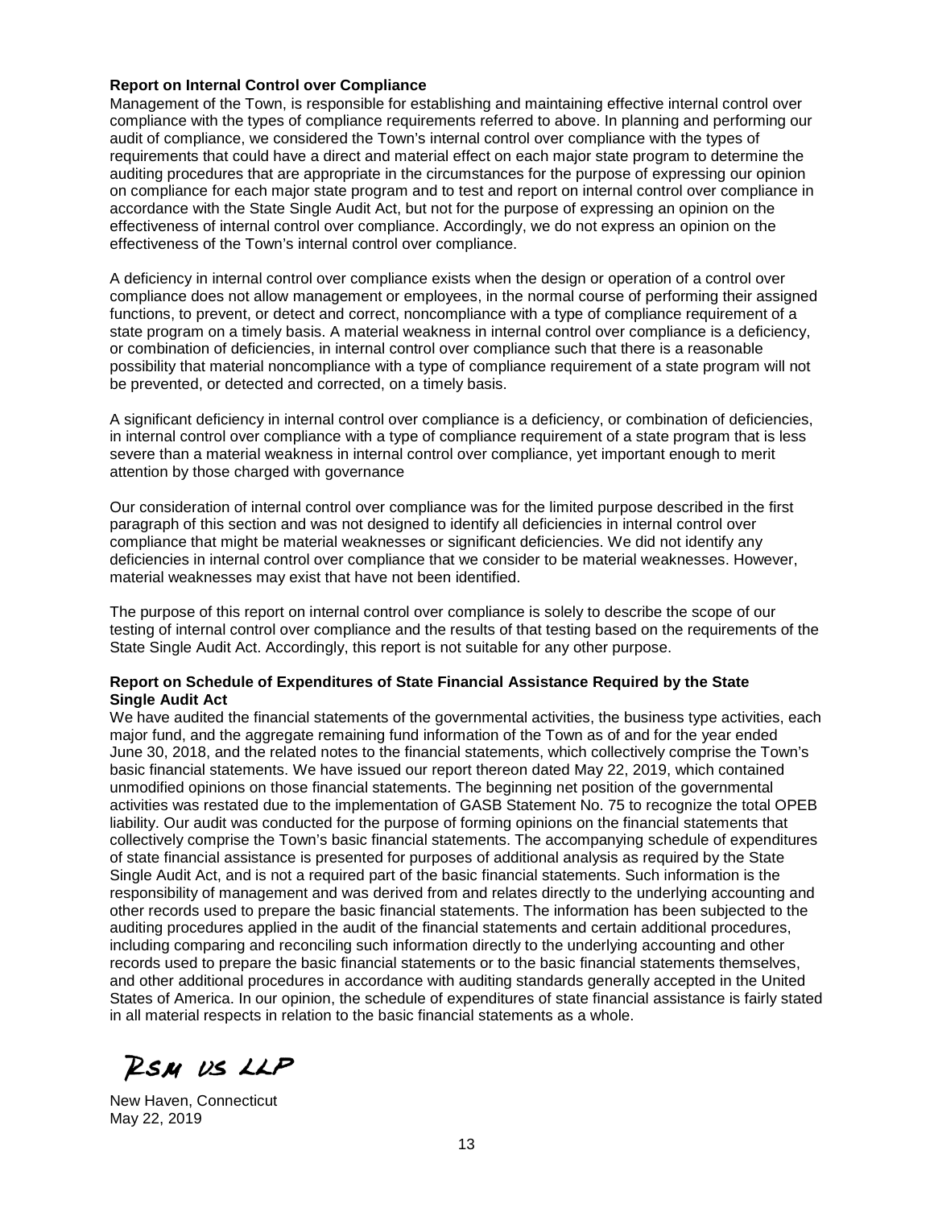**Report on Internal Control over Compliance**

Management of the Town, is responsible for establishing and maintaining effective internal control over compliance with the types of compliance requirements referred to above. In planning and performing our audit of compliance, we considered the Town's internal control over compliance with the types of requirements that could have a direct and material effect on each major state program to determine the auditing procedures that are appropriate in the circumstances for the purpose of expressing our opinion on compliance for each major state program and to test and report on internal control over compliance in accordance with the State Single Audit Act, but not for the purpose of expressing an opinion on the effectiveness of internal control over compliance. Accordingly, we do not express an opinion on the effectiveness of the Town's internal control over compliance.

A deficiency in internal control over compliance exists when the design or operation of a control over compliance does not allow management or employees, in the normal course of performing their assigned functions, to prevent, or detect and correct, noncompliance with a type of compliance requirement of a state program on a timely basis. A material weakness in internal control over compliance is a deficiency, or combination of deficiencies, in internal control over compliance such that there is a reasonable possibility that material noncompliance with a type of compliance requirement of a state program will not be prevented, or detected and corrected, on a timely basis.

A significant deficiency in internal control over compliance is a deficiency, or combination of deficiencies, in internal control over compliance with a type of compliance requirement of a state program that is less severe than a material weakness in internal control over compliance, yet important enough to merit attention by those charged with governance

Our consideration of internal control over compliance was for the limited purpose described in the first paragraph of this section and was not designed to identify all deficiencies in internal control over compliance that might be material weaknesses or significant deficiencies. We did not identify any deficiencies in internal control over compliance that we consider to be material weaknesses. However, material weaknesses may exist that have not been identified.

The purpose of this report on internal control over compliance is solely to describe the scope of our testing of internal control over compliance and the results of that testing based on the requirements of the State Single Audit Act. Accordingly, this report is not suitable for any other purpose.

**Report on Schedule of Expenditures of State Financial Assistance Required by the State Single Audit Act**

We have audited the financial statements of the governmental activities, the business type activities, each major fund, and the aggregate remaining fund information of the Town as of and for the year ended June 30, 2018, and the related notes to the financial statements, which collectively comprise the Town's basic financial statements. We have issued our report thereon dated May 22, 2019, which contained unmodified opinions on those financial statements. The beginning net position of the governmental activities was restated due to the implementation of GASB Statement No. 75 to recognize the total OPEB liability. Our audit was conducted for the purpose of forming opinions on the financial statements that collectively comprise the Town's basic financial statements. The accompanying schedule of expenditures of state financial assistance is presented for purposes of additional analysis as required by the State Single Audit Act, and is not a required part of the basic financial statements. Such information is the responsibility of management and was derived from and relates directly to the underlying accounting and other records used to prepare the basic financial statements. The information has been subjected to the auditing procedures applied in the audit of the financial statements and certain additional procedures, including comparing and reconciling such information directly to the underlying accounting and other records used to prepare the basic financial statements or to the basic financial statements themselves, and other additional procedures in accordance with auditing standards generally accepted in the United States of America. In our opinion, the schedule of expenditures of state financial assistance is fairly stated in all material respects in relation to the basic financial statements as a whole.

RSM US LLP

New Haven, Connecticut
May 22, 2019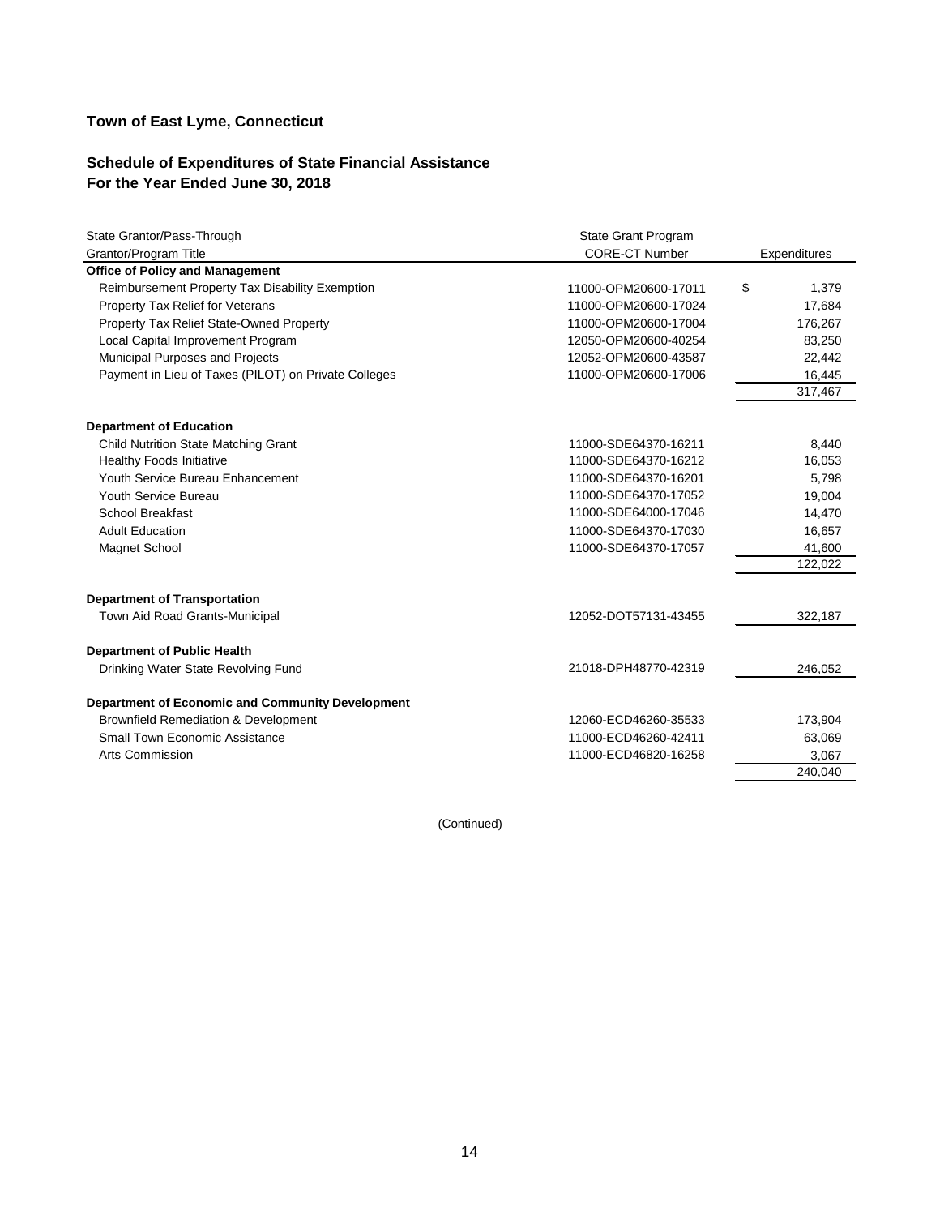# Town of East Lyme, Connecticut

## Schedule of Expenditures of State Financial Assistance
## For the Year Ended June 30, 2018

| State Grantor/Pass-Through Grantor/Program Title | State Grant Program CORE-CT Number | Expenditures |
|---|---|---|
| **Office of Policy and Management** | | |
| Reimbursement Property Tax Disability Exemption | 11000-OPM20600-17011 | $ 1,379 |
| Property Tax Relief for Veterans | 11000-OPM20600-17024 | 17,684 |
| Property Tax Relief State-Owned Property | 11000-OPM20600-17004 | 176,267 |
| Local Capital Improvement Program | 12050-OPM20600-40254 | 83,250 |
| Municipal Purposes and Projects | 12052-OPM20600-43587 | 22,442 |
| Payment in Lieu of Taxes (PILOT) on Private Colleges | 11000-OPM20600-17006 | 16,445 |
| | | 317,467 |
| **Department of Education** | | |
| Child Nutrition State Matching Grant | 11000-SDE64370-16211 | 8,440 |
| Healthy Foods Initiative | 11000-SDE64370-16212 | 16,053 |
| Youth Service Bureau Enhancement | 11000-SDE64370-16201 | 5,798 |
| Youth Service Bureau | 11000-SDE64370-17052 | 19,004 |
| School Breakfast | 11000-SDE64000-17046 | 14,470 |
| Adult Education | 11000-SDE64370-17030 | 16,657 |
| Magnet School | 11000-SDE64370-17057 | 41,600 |
| | | 122,022 |
| **Department of Transportation** | | |
| Town Aid Road Grants-Municipal | 12052-DOT57131-43455 | 322,187 |
| **Department of Public Health** | | |
| Drinking Water State Revolving Fund | 21018-DPH48770-42319 | 246,052 |
| **Department of Economic and Community Development** | | |
| Brownfield Remediation & Development | 12060-ECD46260-35533 | 173,904 |
| Small Town Economic Assistance | 11000-ECD46260-42411 | 63,069 |
| Arts Commission | 11000-ECD46820-16258 | 3,067 |
| | | 240,040 |

(Continued)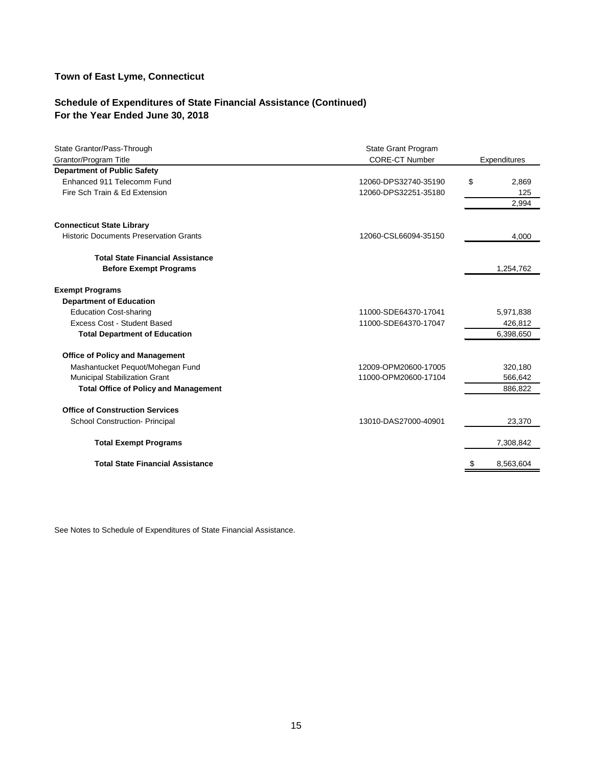# Town of East Lyme, Connecticut

## Schedule of Expenditures of State Financial Assistance (Continued)
## For the Year Ended June 30, 2018

| State Grantor/Pass-Through Grantor/Program Title | State Grant Program CORE-CT Number | Expenditures |
|---|---|---|
| **Department of Public Safety** | | |
| Enhanced 911 Telecomm Fund | 12060-DPS32740-35190 | $ 2,869 |
| Fire Sch Train & Ed Extension | 12060-DPS32251-35180 | 125 |
| | | 2,994 |
| **Connecticut State Library** | | |
| Historic Documents Preservation Grants | 12060-CSL66094-35150 | 4,000 |
| **Total State Financial Assistance Before Exempt Programs** | | 1,254,762 |
| **Exempt Programs** | | |
| **Department of Education** | | |
| Education Cost-sharing | 11000-SDE64370-17041 | 5,971,838 |
| Excess Cost - Student Based | 11000-SDE64370-17047 | 426,812 |
| **Total Department of Education** | | 6,398,650 |
| **Office of Policy and Management** | | |
| Mashantucket Pequot/Mohegan Fund | 12009-OPM20600-17005 | 320,180 |
| Municipal Stabilization Grant | 11000-OPM20600-17104 | 566,642 |
| **Total Office of Policy and Management** | | 886,822 |
| **Office of Construction Services** | | |
| School Construction- Principal | 13010-DAS27000-40901 | 23,370 |
| **Total Exempt Programs** | | 7,308,842 |
| **Total State Financial Assistance** | | $ 8,563,604 |

See Notes to Schedule of Expenditures of State Financial Assistance.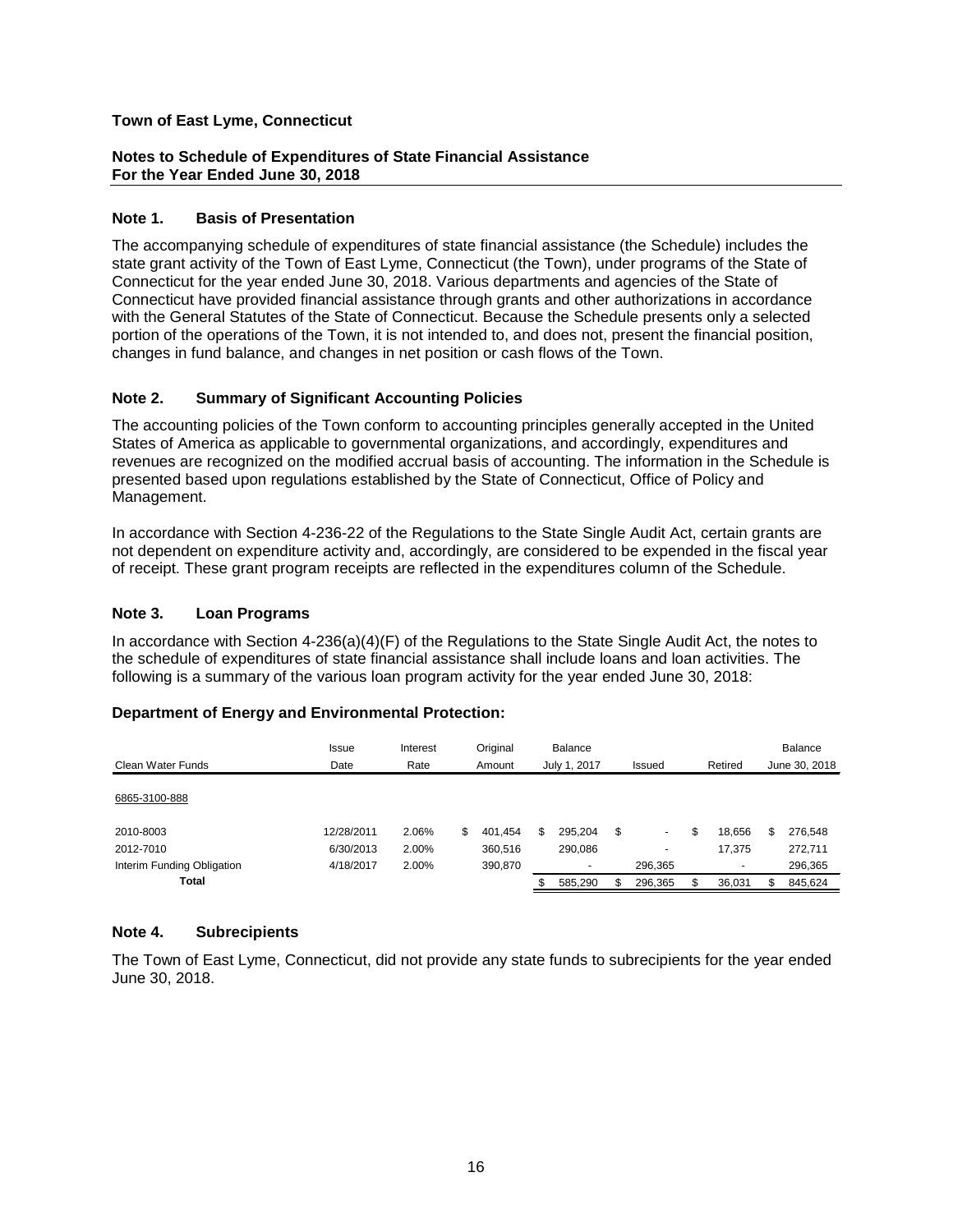**Town of East Lyme, Connecticut**

**Notes to Schedule of Expenditures of State Financial Assistance**
**For the Year Ended June 30, 2018**

## Note 1. Basis of Presentation

The accompanying schedule of expenditures of state financial assistance (the Schedule) includes the state grant activity of the Town of East Lyme, Connecticut (the Town), under programs of the State of Connecticut for the year ended June 30, 2018. Various departments and agencies of the State of Connecticut have provided financial assistance through grants and other authorizations in accordance with the General Statutes of the State of Connecticut. Because the Schedule presents only a selected portion of the operations of the Town, it is not intended to, and does not, present the financial position, changes in fund balance, and changes in net position or cash flows of the Town.

## Note 2. Summary of Significant Accounting Policies

The accounting policies of the Town conform to accounting principles generally accepted in the United States of America as applicable to governmental organizations, and accordingly, expenditures and revenues are recognized on the modified accrual basis of accounting. The information in the Schedule is presented based upon regulations established by the State of Connecticut, Office of Policy and Management.

In accordance with Section 4-236-22 of the Regulations to the State Single Audit Act, certain grants are not dependent on expenditure activity and, accordingly, are considered to be expended in the fiscal year of receipt. These grant program receipts are reflected in the expenditures column of the Schedule.

## Note 3. Loan Programs

In accordance with Section 4-236(a)(4)(F) of the Regulations to the State Single Audit Act, the notes to the schedule of expenditures of state financial assistance shall include loans and loan activities. The following is a summary of the various loan program activity for the year ended June 30, 2018:

**Department of Energy and Environmental Protection:**

| Clean Water Funds | Issue Date | Interest Rate | Original Amount | Balance July 1, 2017 | Issued | Retired | Balance June 30, 2018 |
|---|---|---|---|---|---|---|---|
| 6865-3100-888 | | | | | | | |
| 2010-8003 | 12/28/2011 | 2.06% | $ 401,454 | $ 295,204 | $ - | $ 18,656 | $ 276,548 |
| 2012-7010 | 6/30/2013 | 2.00% | 360,516 | 290,086 | - | 17,375 | 272,711 |
| Interim Funding Obligation | 4/18/2017 | 2.00% | 390,870 | - | 296,365 | - | 296,365 |
| **Total** | | | | $ 585,290 | $ 296,365 | $ 36,031 | $ 845,624 |

## Note 4. Subrecipients

The Town of East Lyme, Connecticut, did not provide any state funds to subrecipients for the year ended June 30, 2018.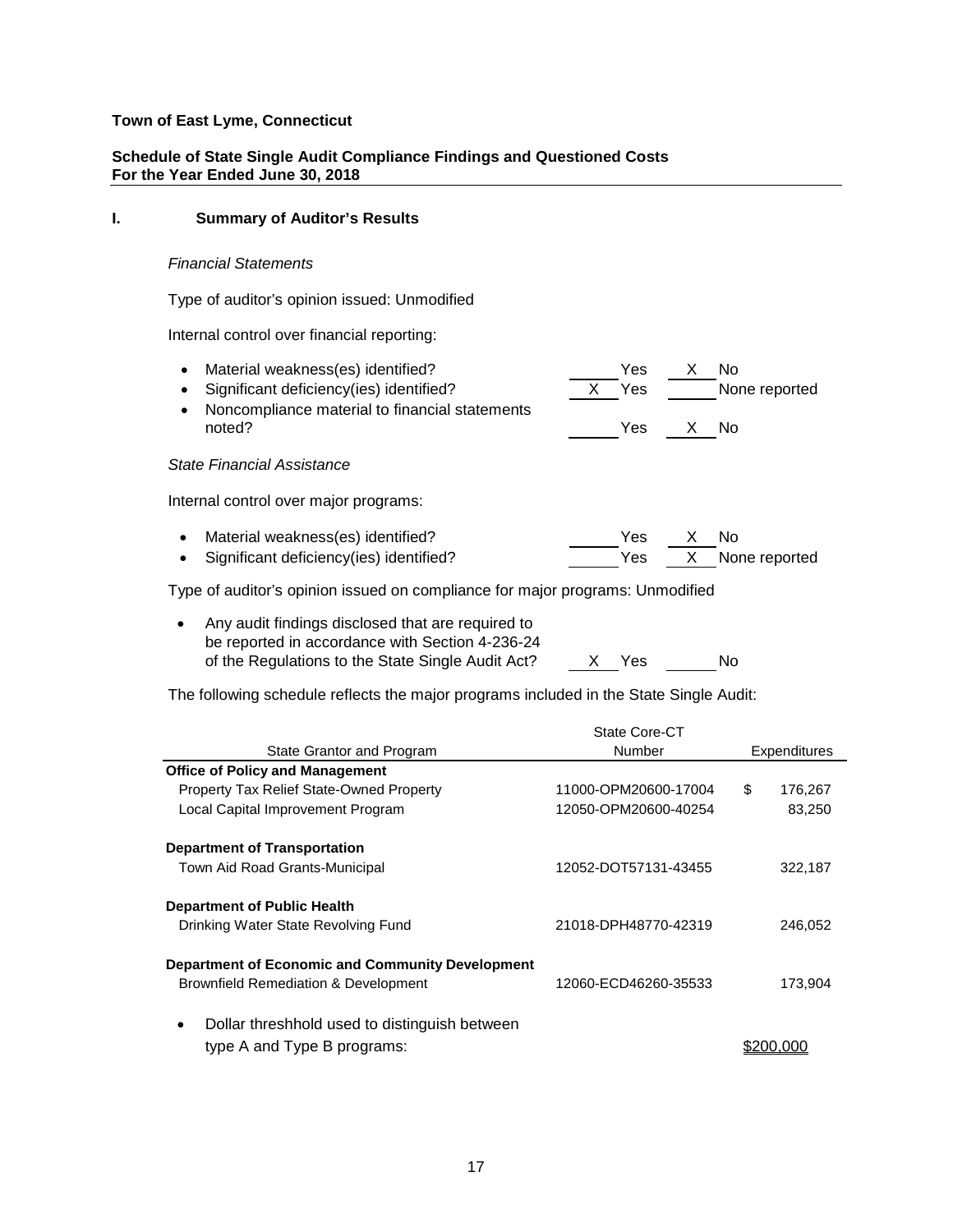**Town of East Lyme, Connecticut**

**Schedule of State Single Audit Compliance Findings and Questioned Costs**
**For the Year Ended June 30, 2018**

## I. Summary of Auditor's Results

*Financial Statements*

Type of auditor's opinion issued: Unmodified

Internal control over financial reporting:

- Material weakness(es) identified? ______ Yes __X__ No
- Significant deficiency(ies) identified? __X__ Yes ______ None reported
- Noncompliance material to financial statements noted? ______ Yes __X__ No

*State Financial Assistance*

Internal control over major programs:

- Material weakness(es) identified? ______ Yes __X__ No
- Significant deficiency(ies) identified? ______ Yes __X__ None reported

Type of auditor's opinion issued on compliance for major programs: Unmodified

- Any audit findings disclosed that are required to be reported in accordance with Section 4-236-24 of the Regulations to the State Single Audit Act? __X__ Yes ______ No

The following schedule reflects the major programs included in the State Single Audit:

| State Grantor and Program | State Core-CT Number | Expenditures |
|---|---|---|
| **Office of Policy and Management** | | |
| Property Tax Relief State-Owned Property | 11000-OPM20600-17004 | $ 176,267 |
| Local Capital Improvement Program | 12050-OPM20600-40254 | 83,250 |
| **Department of Transportation** | | |
| Town Aid Road Grants-Municipal | 12052-DOT57131-43455 | 322,187 |
| **Department of Public Health** | | |
| Drinking Water State Revolving Fund | 21018-DPH48770-42319 | 246,052 |
| **Department of Economic and Community Development** | | |
| Brownfield Remediation & Development | 12060-ECD46260-35533 | 173,904 |

- Dollar threshhold used to distinguish between type A and Type B programs: $200,000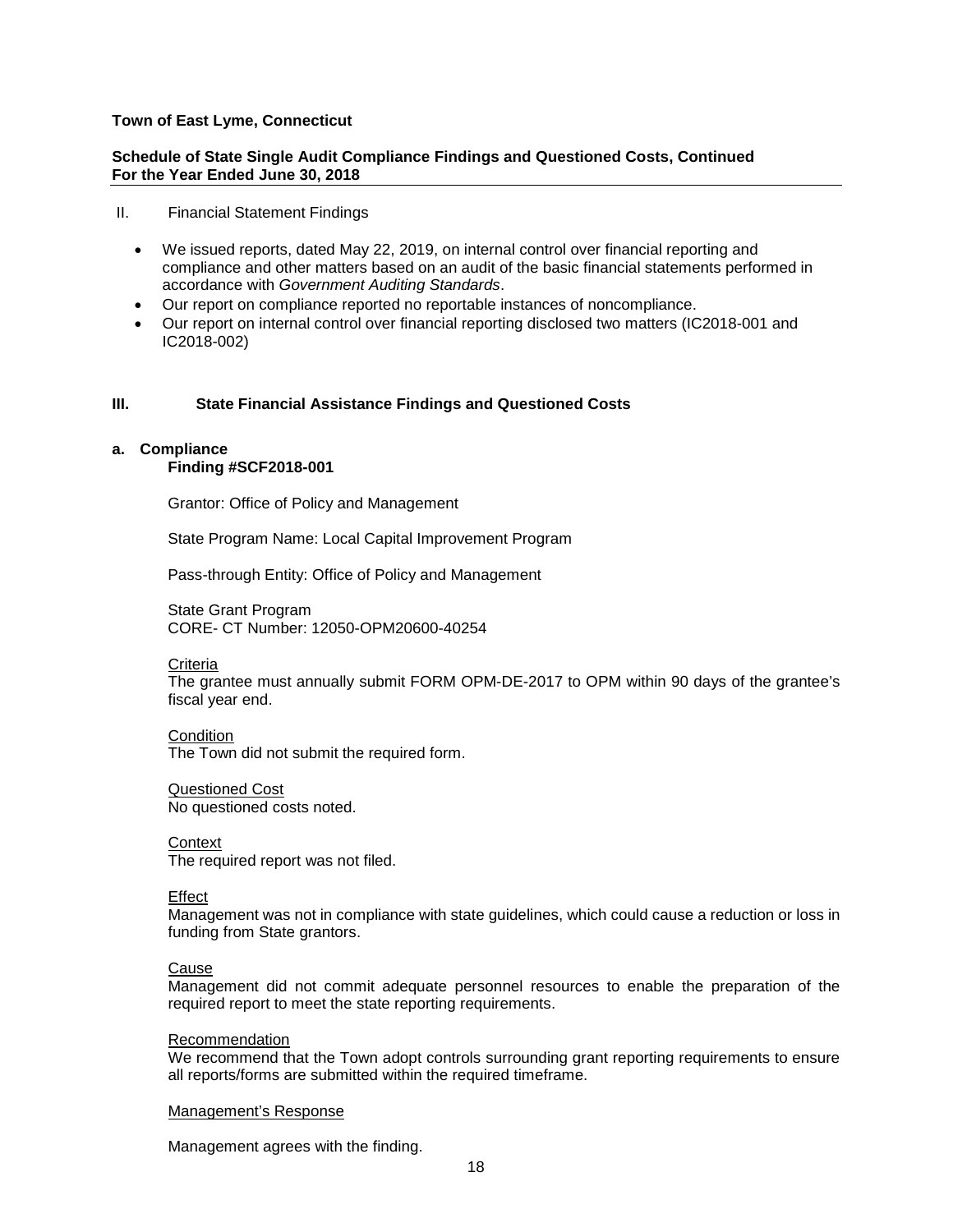**Town of East Lyme, Connecticut**

**Schedule of State Single Audit Compliance Findings and Questioned Costs, Continued**
**For the Year Ended June 30, 2018**

II. Financial Statement Findings

- We issued reports, dated May 22, 2019, on internal control over financial reporting and compliance and other matters based on an audit of the basic financial statements performed in accordance with *Government Auditing Standards*.
- Our report on compliance reported no reportable instances of noncompliance.
- Our report on internal control over financial reporting disclosed two matters (IC2018-001 and IC2018-002)

**III. State Financial Assistance Findings and Questioned Costs**

**a. Compliance**

**Finding #SCF2018-001**

Grantor: Office of Policy and Management

State Program Name: Local Capital Improvement Program

Pass-through Entity: Office of Policy and Management

State Grant Program
CORE- CT Number: 12050-OPM20600-40254

Criteria
The grantee must annually submit FORM OPM-DE-2017 to OPM within 90 days of the grantee's fiscal year end.

Condition
The Town did not submit the required form.

Questioned Cost
No questioned costs noted.

Context
The required report was not filed.

Effect
Management was not in compliance with state guidelines, which could cause a reduction or loss in funding from State grantors.

Cause
Management did not commit adequate personnel resources to enable the preparation of the required report to meet the state reporting requirements.

Recommendation
We recommend that the Town adopt controls surrounding grant reporting requirements to ensure all reports/forms are submitted within the required timeframe.

Management's Response

Management agrees with the finding.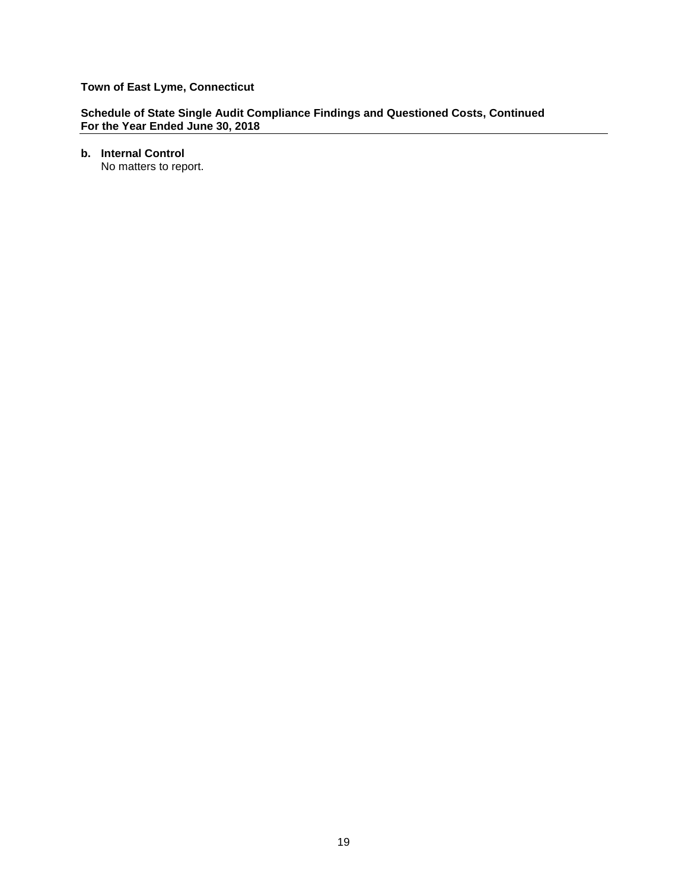**Town of East Lyme, Connecticut**

**Schedule of State Single Audit Compliance Findings and Questioned Costs, Continued**
**For the Year Ended June 30, 2018**

**b. Internal Control**
No matters to report.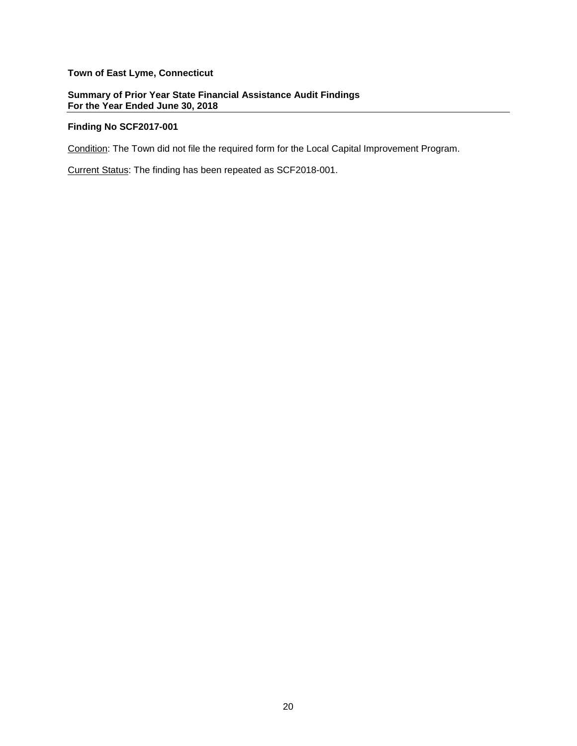**Town of East Lyme, Connecticut**

**Summary of Prior Year State Financial Assistance Audit Findings**
**For the Year Ended June 30, 2018**

**Finding No SCF2017-001**

Condition: The Town did not file the required form for the Local Capital Improvement Program.

Current Status: The finding has been repeated as SCF2018-001.